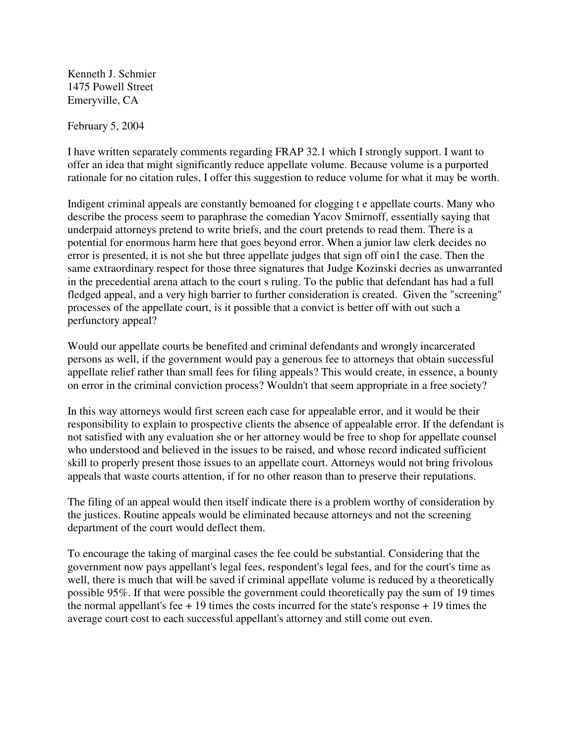Kenneth J. Schmier
1475 Powell Street
Emeryville, CA

February 5, 2004

I have written separately comments regarding FRAP 32.1 which I strongly support. I want to offer an idea that might significantly reduce appellate volume. Because volume is a purported rationale for no citation rules, I offer this suggestion to reduce volume for what it may be worth.

Indigent criminal appeals are constantly bemoaned for clogging t e appellate courts. Many who describe the process seem to paraphrase the comedian Yacov Smirnoff, essentially saying that underpaid attorneys pretend to write briefs, and the court pretends to read them. There is a potential for enormous harm here that goes beyond error. When a junior law clerk decides no error is presented, it is not she but three appellate judges that sign off oin1 the case. Then the same extraordinary respect for those three signatures that Judge Kozinski decries as unwarranted in the precedential arena attach to the court s ruling. To the public that defendant has had a full fledged appeal, and a very high barrier to further consideration is created. Given the "screening" processes of the appellate court, is it possible that a convict is better off with out such a perfunctory appeal?

Would our appellate courts be benefited and criminal defendants and wrongly incarcerated persons as well, if the government would pay a generous fee to attorneys that obtain successful appellate relief rather than small fees for filing appeals? This would create, in essence, a bounty on error in the criminal conviction process? Wouldn't that seem appropriate in a free society?

In this way attorneys would first screen each case for appealable error, and it would be their responsibility to explain to prospective clients the absence of appealable error. If the defendant is not satisfied with any evaluation she or her attorney would be free to shop for appellate counsel who understood and believed in the issues to be raised, and whose record indicated sufficient skill to properly present those issues to an appellate court. Attorneys would not bring frivolous appeals that waste courts attention, if for no other reason than to preserve their reputations.

The filing of an appeal would then itself indicate there is a problem worthy of consideration by the justices. Routine appeals would be eliminated because attorneys and not the screening department of the court would deflect them.

To encourage the taking of marginal cases the fee could be substantial. Considering that the government now pays appellant's legal fees, respondent's legal fees, and for the court's time as well, there is much that will be saved if criminal appellate volume is reduced by a theoretically possible 95%. If that were possible the government could theoretically pay the sum of 19 times the normal appellant's fee + 19 times the costs incurred for the state's response + 19 times the average court cost to each successful appellant's attorney and still come out even.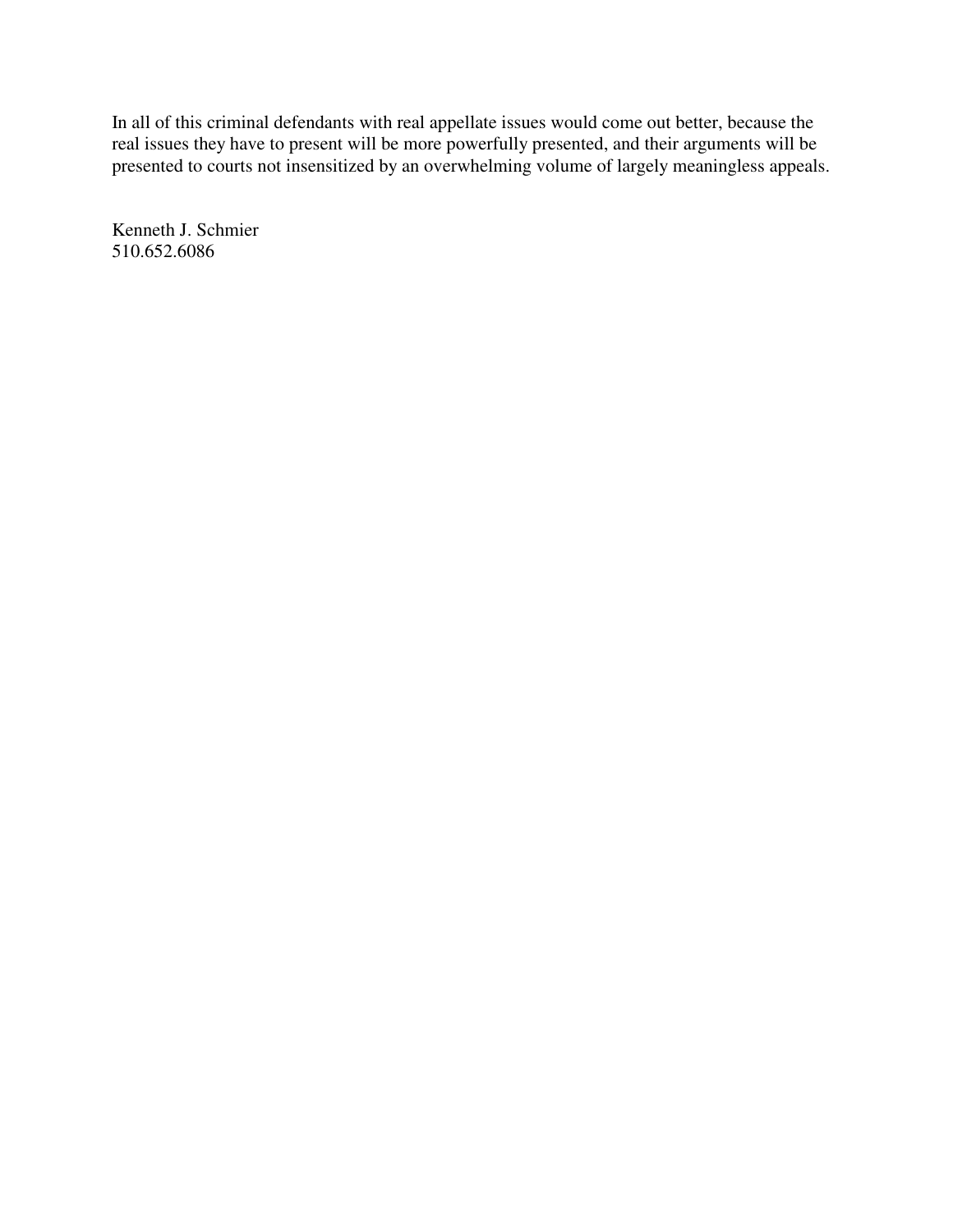In all of this criminal defendants with real appellate issues would come out better, because the real issues they have to present will be more powerfully presented, and their arguments will be presented to courts not insensitized by an overwhelming volume of largely meaningless appeals.

Kenneth J. Schmier
510.652.6086